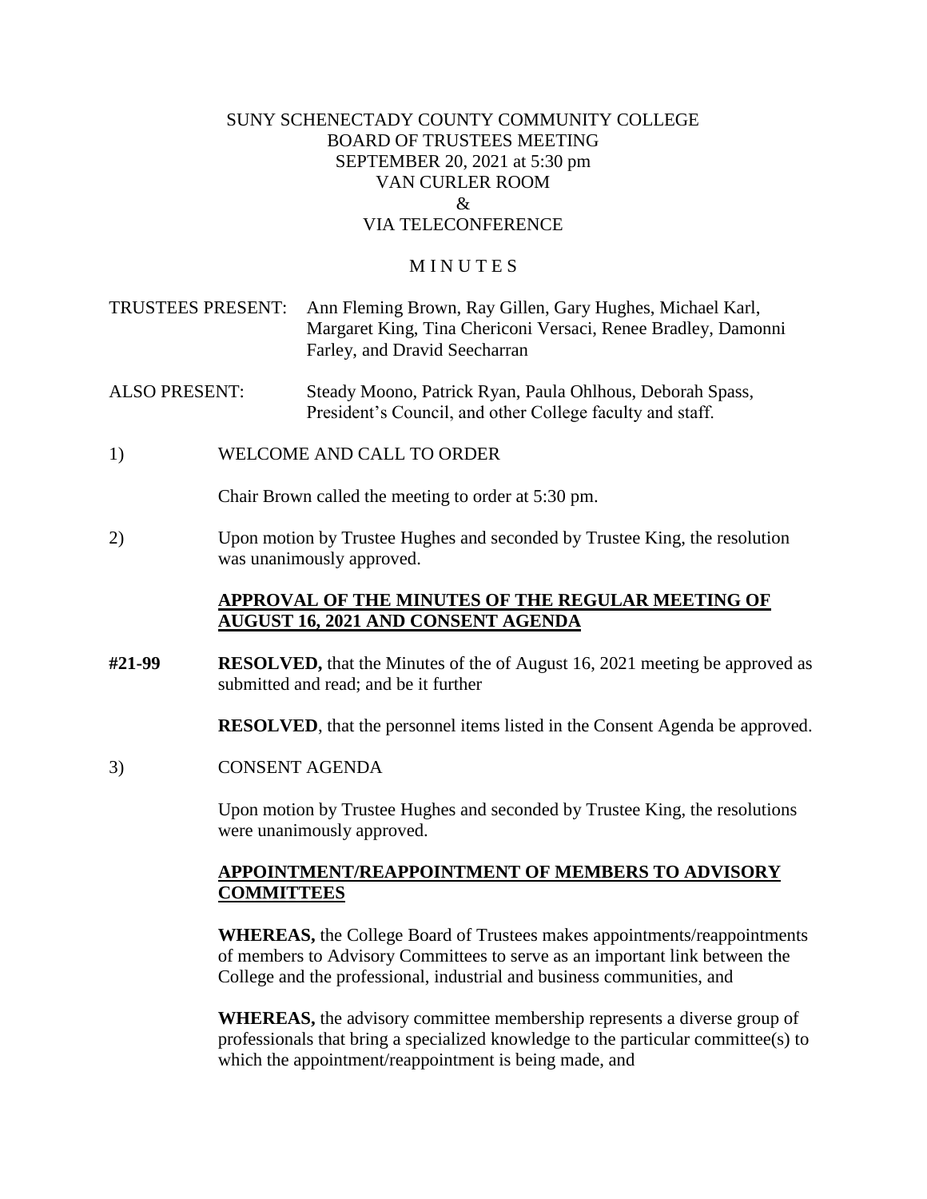SUNY SCHENECTADY COUNTY COMMUNITY COLLEGE
BOARD OF TRUSTEES MEETING
SEPTEMBER 20, 2021 at 5:30 pm
VAN CURLER ROOM
&
VIA TELECONFERENCE

M I N U T E S

TRUSTEES PRESENT: Ann Fleming Brown, Ray Gillen, Gary Hughes, Michael Karl, Margaret King, Tina Chericoni Versaci, Renee Bradley, Damonni Farley, and Dravid Seecharran

ALSO PRESENT: Steady Moono, Patrick Ryan, Paula Ohlhous, Deborah Spass, President's Council, and other College faculty and staff.

1) WELCOME AND CALL TO ORDER

Chair Brown called the meeting to order at 5:30 pm.

2) Upon motion by Trustee Hughes and seconded by Trustee King, the resolution was unanimously approved.

**APPROVAL OF THE MINUTES OF THE REGULAR MEETING OF AUGUST 16, 2021 AND CONSENT AGENDA**

**#21-99** **RESOLVED,** that the Minutes of the of August 16, 2021 meeting be approved as submitted and read; and be it further

**RESOLVED**, that the personnel items listed in the Consent Agenda be approved.

3) CONSENT AGENDA

Upon motion by Trustee Hughes and seconded by Trustee King, the resolutions were unanimously approved.

**APPOINTMENT/REAPPOINTMENT OF MEMBERS TO ADVISORY COMMITTEES**

**WHEREAS,** the College Board of Trustees makes appointments/reappointments of members to Advisory Committees to serve as an important link between the College and the professional, industrial and business communities, and

**WHEREAS,** the advisory committee membership represents a diverse group of professionals that bring a specialized knowledge to the particular committee(s) to which the appointment/reappointment is being made, and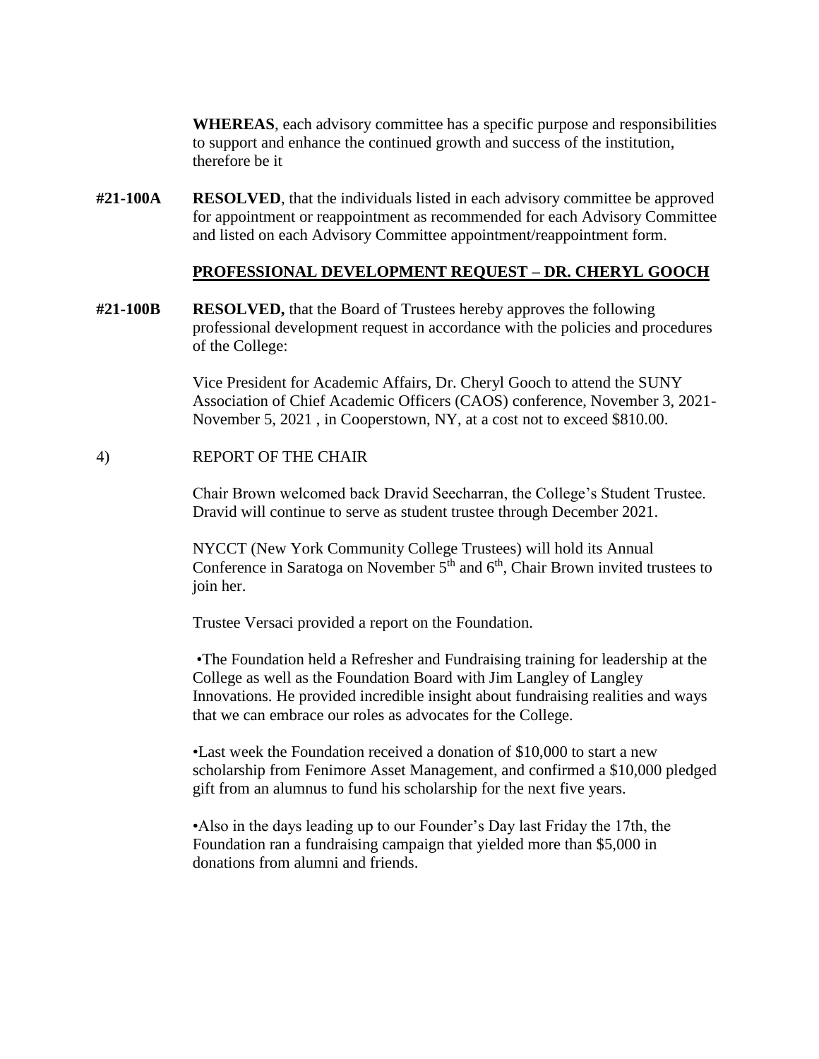**WHEREAS**, each advisory committee has a specific purpose and responsibilities to support and enhance the continued growth and success of the institution, therefore be it

**#21-100A** **RESOLVED**, that the individuals listed in each advisory committee be approved for appointment or reappointment as recommended for each Advisory Committee and listed on each Advisory Committee appointment/reappointment form.

**PROFESSIONAL DEVELOPMENT REQUEST – DR. CHERYL GOOCH**

**#21-100B** **RESOLVED,** that the Board of Trustees hereby approves the following professional development request in accordance with the policies and procedures of the College:

Vice President for Academic Affairs, Dr. Cheryl Gooch to attend the SUNY Association of Chief Academic Officers (CAOS) conference, November 3, 2021-November 5, 2021 , in Cooperstown, NY, at a cost not to exceed $810.00.

4) REPORT OF THE CHAIR

Chair Brown welcomed back Dravid Seecharran, the College's Student Trustee. Dravid will continue to serve as student trustee through December 2021.

NYCCT (New York Community College Trustees) will hold its Annual Conference in Saratoga on November 5th and 6th, Chair Brown invited trustees to join her.

Trustee Versaci provided a report on the Foundation.

•The Foundation held a Refresher and Fundraising training for leadership at the College as well as the Foundation Board with Jim Langley of Langley Innovations. He provided incredible insight about fundraising realities and ways that we can embrace our roles as advocates for the College.

•Last week the Foundation received a donation of $10,000 to start a new scholarship from Fenimore Asset Management, and confirmed a $10,000 pledged gift from an alumnus to fund his scholarship for the next five years.

•Also in the days leading up to our Founder's Day last Friday the 17th, the Foundation ran a fundraising campaign that yielded more than $5,000 in donations from alumni and friends.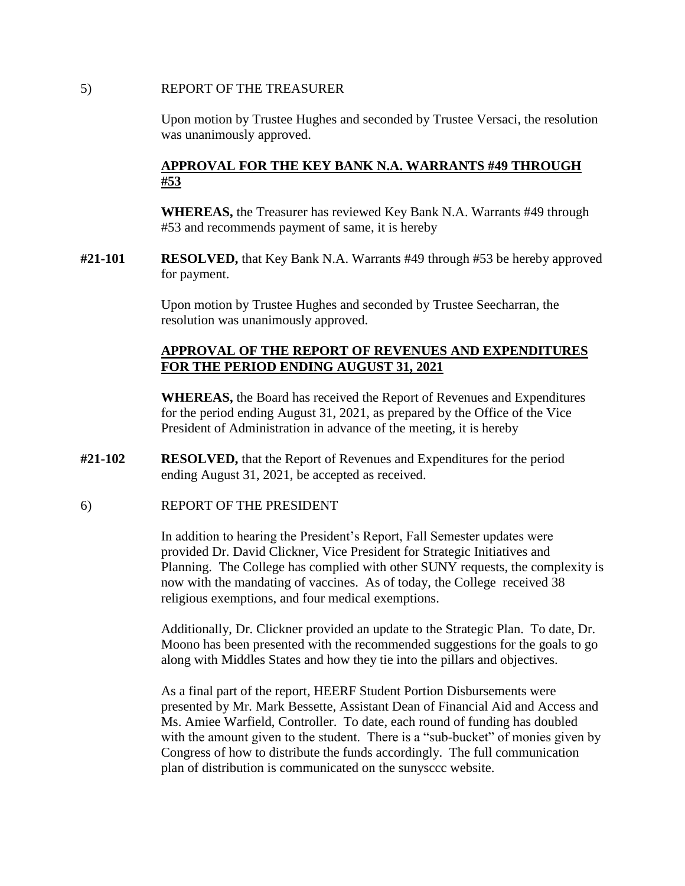5) REPORT OF THE TREASURER

Upon motion by Trustee Hughes and seconded by Trustee Versaci, the resolution was unanimously approved.

**APPROVAL FOR THE KEY BANK N.A. WARRANTS #49 THROUGH #53**

**WHEREAS,** the Treasurer has reviewed Key Bank N.A. Warrants #49 through #53 and recommends payment of same, it is hereby

**#21-101** **RESOLVED,** that Key Bank N.A. Warrants #49 through #53 be hereby approved for payment.

Upon motion by Trustee Hughes and seconded by Trustee Seecharran, the resolution was unanimously approved.

**APPROVAL OF THE REPORT OF REVENUES AND EXPENDITURES FOR THE PERIOD ENDING AUGUST 31, 2021**

**WHEREAS,** the Board has received the Report of Revenues and Expenditures for the period ending August 31, 2021, as prepared by the Office of the Vice President of Administration in advance of the meeting, it is hereby

**#21-102** **RESOLVED,** that the Report of Revenues and Expenditures for the period ending August 31, 2021, be accepted as received.

6) REPORT OF THE PRESIDENT

In addition to hearing the President's Report, Fall Semester updates were provided Dr. David Clickner, Vice President for Strategic Initiatives and Planning. The College has complied with other SUNY requests, the complexity is now with the mandating of vaccines. As of today, the College received 38 religious exemptions, and four medical exemptions.

Additionally, Dr. Clickner provided an update to the Strategic Plan. To date, Dr. Moono has been presented with the recommended suggestions for the goals to go along with Middles States and how they tie into the pillars and objectives.

As a final part of the report, HEERF Student Portion Disbursements were presented by Mr. Mark Bessette, Assistant Dean of Financial Aid and Access and Ms. Amiee Warfield, Controller. To date, each round of funding has doubled with the amount given to the student. There is a "sub-bucket" of monies given by Congress of how to distribute the funds accordingly. The full communication plan of distribution is communicated on the sunysccc website.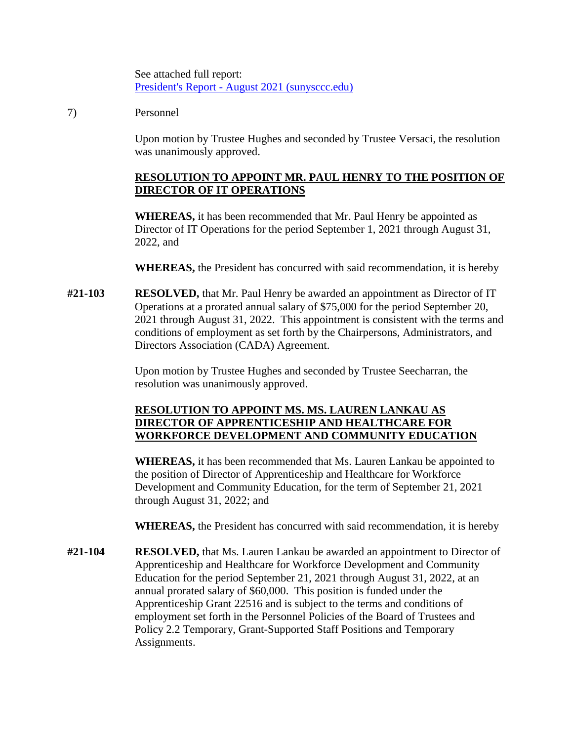See attached full report:
[President's Report - August 2021 (sunysccc.edu)]

7) Personnel

Upon motion by Trustee Hughes and seconded by Trustee Versaci, the resolution was unanimously approved.

**RESOLUTION TO APPOINT MR. PAUL HENRY TO THE POSITION OF DIRECTOR OF IT OPERATIONS**

**WHEREAS,** it has been recommended that Mr. Paul Henry be appointed as Director of IT Operations for the period September 1, 2021 through August 31, 2022, and

**WHEREAS,** the President has concurred with said recommendation, it is hereby

**#21-103** **RESOLVED,** that Mr. Paul Henry be awarded an appointment as Director of IT Operations at a prorated annual salary of $75,000 for the period September 20, 2021 through August 31, 2022. This appointment is consistent with the terms and conditions of employment as set forth by the Chairpersons, Administrators, and Directors Association (CADA) Agreement.

Upon motion by Trustee Hughes and seconded by Trustee Seecharran, the resolution was unanimously approved.

**RESOLUTION TO APPOINT MS. MS. LAUREN LANKAU AS DIRECTOR OF APPRENTICESHIP AND HEALTHCARE FOR WORKFORCE DEVELOPMENT AND COMMUNITY EDUCATION**

**WHEREAS,** it has been recommended that Ms. Lauren Lankau be appointed to the position of Director of Apprenticeship and Healthcare for Workforce Development and Community Education, for the term of September 21, 2021 through August 31, 2022; and

**WHEREAS,** the President has concurred with said recommendation, it is hereby

**#21-104** **RESOLVED,** that Ms. Lauren Lankau be awarded an appointment to Director of Apprenticeship and Healthcare for Workforce Development and Community Education for the period September 21, 2021 through August 31, 2022, at an annual prorated salary of $60,000. This position is funded under the Apprenticeship Grant 22516 and is subject to the terms and conditions of employment set forth in the Personnel Policies of the Board of Trustees and Policy 2.2 Temporary, Grant-Supported Staff Positions and Temporary Assignments.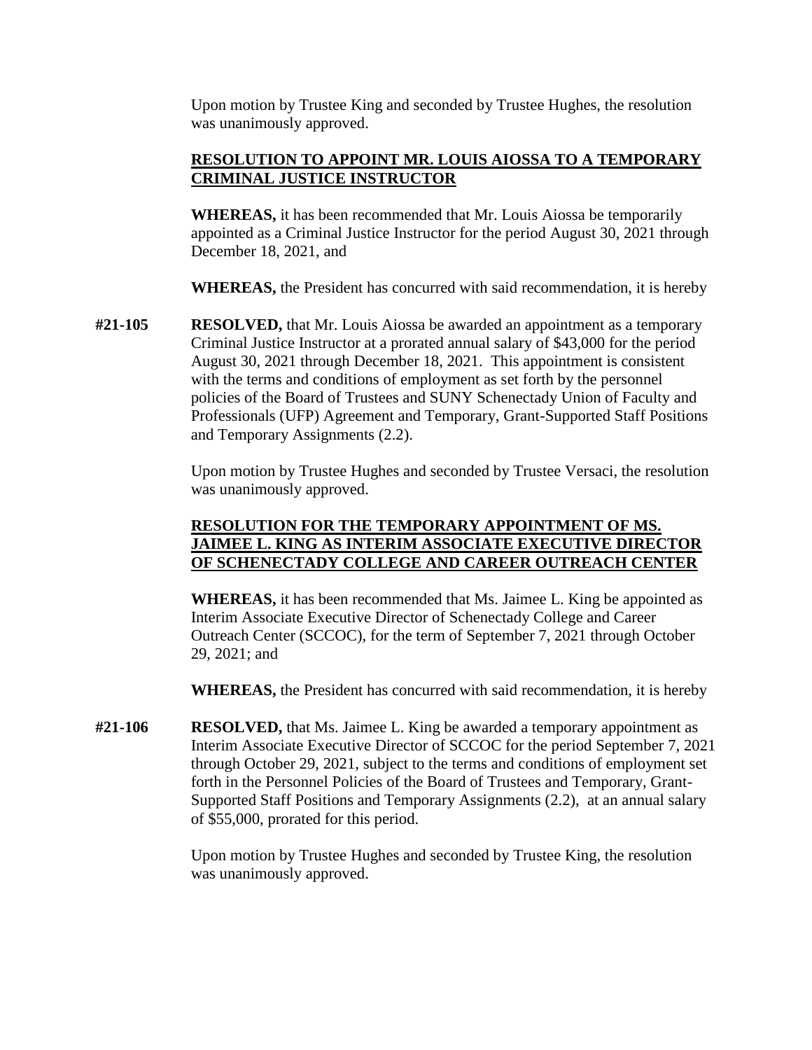Upon motion by Trustee King and seconded by Trustee Hughes, the resolution was unanimously approved.

**RESOLUTION TO APPOINT MR. LOUIS AIOSSA TO A TEMPORARY CRIMINAL JUSTICE INSTRUCTOR**

**WHEREAS,** it has been recommended that Mr. Louis Aiossa be temporarily appointed as a Criminal Justice Instructor for the period August 30, 2021 through December 18, 2021, and

**WHEREAS,** the President has concurred with said recommendation, it is hereby

**#21-105** **RESOLVED,** that Mr. Louis Aiossa be awarded an appointment as a temporary Criminal Justice Instructor at a prorated annual salary of $43,000 for the period August 30, 2021 through December 18, 2021. This appointment is consistent with the terms and conditions of employment as set forth by the personnel policies of the Board of Trustees and SUNY Schenectady Union of Faculty and Professionals (UFP) Agreement and Temporary, Grant-Supported Staff Positions and Temporary Assignments (2.2).

Upon motion by Trustee Hughes and seconded by Trustee Versaci, the resolution was unanimously approved.

**RESOLUTION FOR THE TEMPORARY APPOINTMENT OF MS. JAIMEE L. KING AS INTERIM ASSOCIATE EXECUTIVE DIRECTOR OF SCHENECTADY COLLEGE AND CAREER OUTREACH CENTER**

**WHEREAS,** it has been recommended that Ms. Jaimee L. King be appointed as Interim Associate Executive Director of Schenectady College and Career Outreach Center (SCCOC), for the term of September 7, 2021 through October 29, 2021; and

**WHEREAS,** the President has concurred with said recommendation, it is hereby

**#21-106** **RESOLVED,** that Ms. Jaimee L. King be awarded a temporary appointment as Interim Associate Executive Director of SCCOC for the period September 7, 2021 through October 29, 2021, subject to the terms and conditions of employment set forth in the Personnel Policies of the Board of Trustees and Temporary, Grant-Supported Staff Positions and Temporary Assignments (2.2), at an annual salary of $55,000, prorated for this period.

Upon motion by Trustee Hughes and seconded by Trustee King, the resolution was unanimously approved.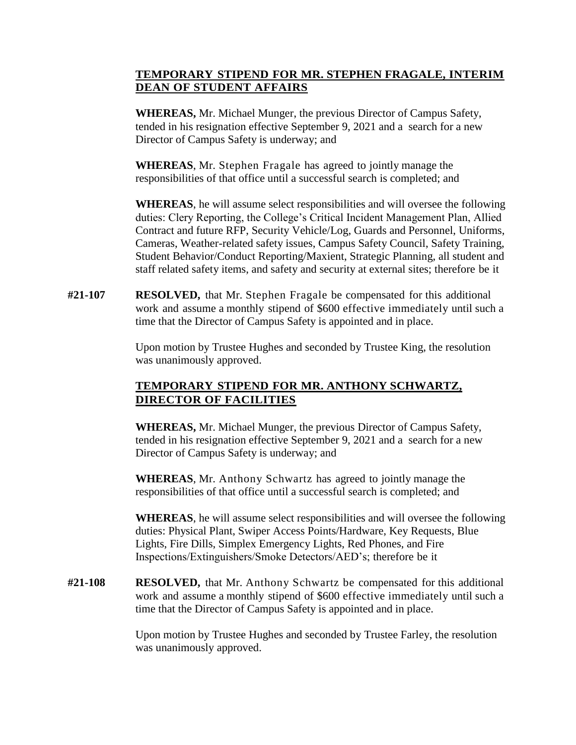## TEMPORARY STIPEND FOR MR. STEPHEN FRAGALE, INTERIM DEAN OF STUDENT AFFAIRS

**WHEREAS,** Mr. Michael Munger, the previous Director of Campus Safety, tended in his resignation effective September 9, 2021 and a search for a new Director of Campus Safety is underway; and

**WHEREAS**, Mr. Stephen Fragale has agreed to jointly manage the responsibilities of that office until a successful search is completed; and

**WHEREAS**, he will assume select responsibilities and will oversee the following duties: Clery Reporting, the College's Critical Incident Management Plan, Allied Contract and future RFP, Security Vehicle/Log, Guards and Personnel, Uniforms, Cameras, Weather-related safety issues, Campus Safety Council, Safety Training, Student Behavior/Conduct Reporting/Maxient, Strategic Planning, all student and staff related safety items, and safety and security at external sites; therefore be it

**#21-107** **RESOLVED,** that Mr. Stephen Fragale be compensated for this additional work and assume a monthly stipend of $600 effective immediately until such a time that the Director of Campus Safety is appointed and in place.

Upon motion by Trustee Hughes and seconded by Trustee King, the resolution was unanimously approved.

## TEMPORARY STIPEND FOR MR. ANTHONY SCHWARTZ, DIRECTOR OF FACILITIES

**WHEREAS,** Mr. Michael Munger, the previous Director of Campus Safety, tended in his resignation effective September 9, 2021 and a search for a new Director of Campus Safety is underway; and

**WHEREAS**, Mr. Anthony Schwartz has agreed to jointly manage the responsibilities of that office until a successful search is completed; and

**WHEREAS**, he will assume select responsibilities and will oversee the following duties: Physical Plant, Swiper Access Points/Hardware, Key Requests, Blue Lights, Fire Dills, Simplex Emergency Lights, Red Phones, and Fire Inspections/Extinguishers/Smoke Detectors/AED's; therefore be it

**#21-108** **RESOLVED,** that Mr. Anthony Schwartz be compensated for this additional work and assume a monthly stipend of $600 effective immediately until such a time that the Director of Campus Safety is appointed and in place.

Upon motion by Trustee Hughes and seconded by Trustee Farley, the resolution was unanimously approved.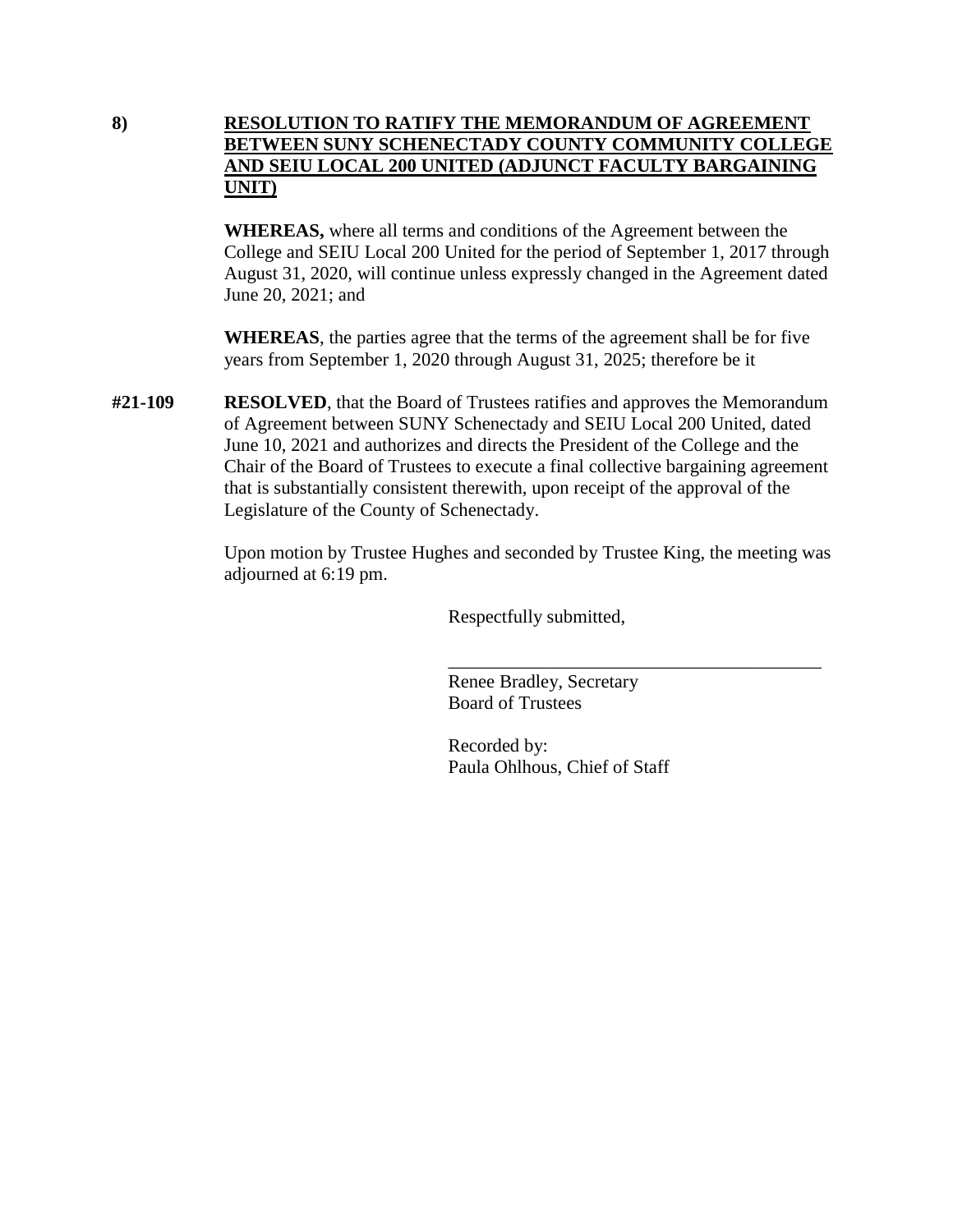**8) RESOLUTION TO RATIFY THE MEMORANDUM OF AGREEMENT BETWEEN SUNY SCHENECTADY COUNTY COMMUNITY COLLEGE AND SEIU LOCAL 200 UNITED (ADJUNCT FACULTY BARGAINING UNIT)**

**WHEREAS,** where all terms and conditions of the Agreement between the College and SEIU Local 200 United for the period of September 1, 2017 through August 31, 2020, will continue unless expressly changed in the Agreement dated June 20, 2021; and

**WHEREAS**, the parties agree that the terms of the agreement shall be for five years from September 1, 2020 through August 31, 2025; therefore be it

**#21-109** **RESOLVED**, that the Board of Trustees ratifies and approves the Memorandum of Agreement between SUNY Schenectady and SEIU Local 200 United, dated June 10, 2021 and authorizes and directs the President of the College and the Chair of the Board of Trustees to execute a final collective bargaining agreement that is substantially consistent therewith, upon receipt of the approval of the Legislature of the County of Schenectady.

Upon motion by Trustee Hughes and seconded by Trustee King, the meeting was adjourned at 6:19 pm.

Respectfully submitted,

\_\_\_\_\_\_\_\_\_\_\_\_\_\_\_\_\_\_\_\_\_\_\_\_\_\_\_\_\_\_\_\_\_\_\_\_\_\_\_\_

Renee Bradley, Secretary
Board of Trustees

Recorded by:
Paula Ohlhous, Chief of Staff